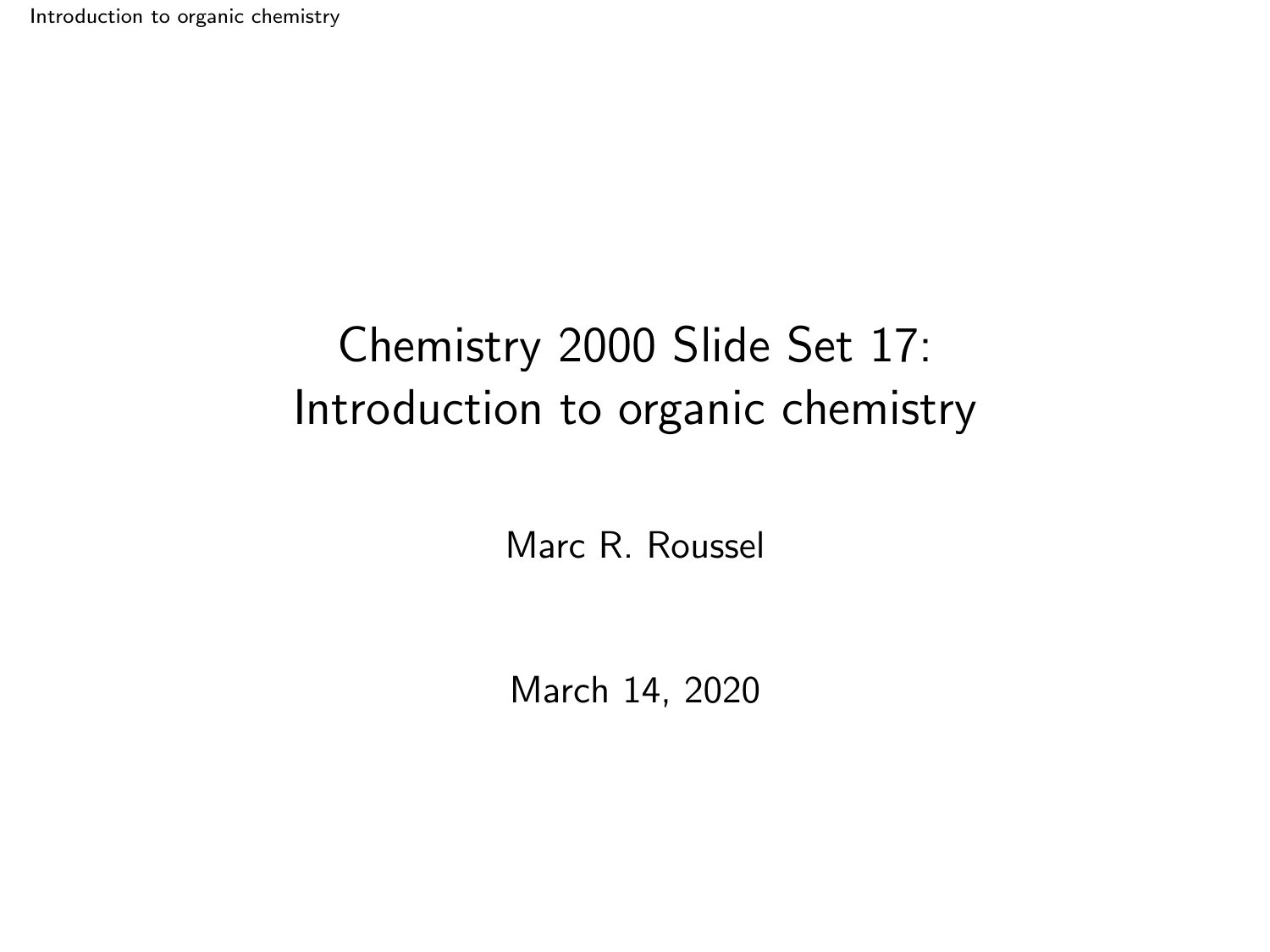# Chemistry 2000 Slide Set 17: Introduction to organic chemistry

Marc R. Roussel

March 14, 2020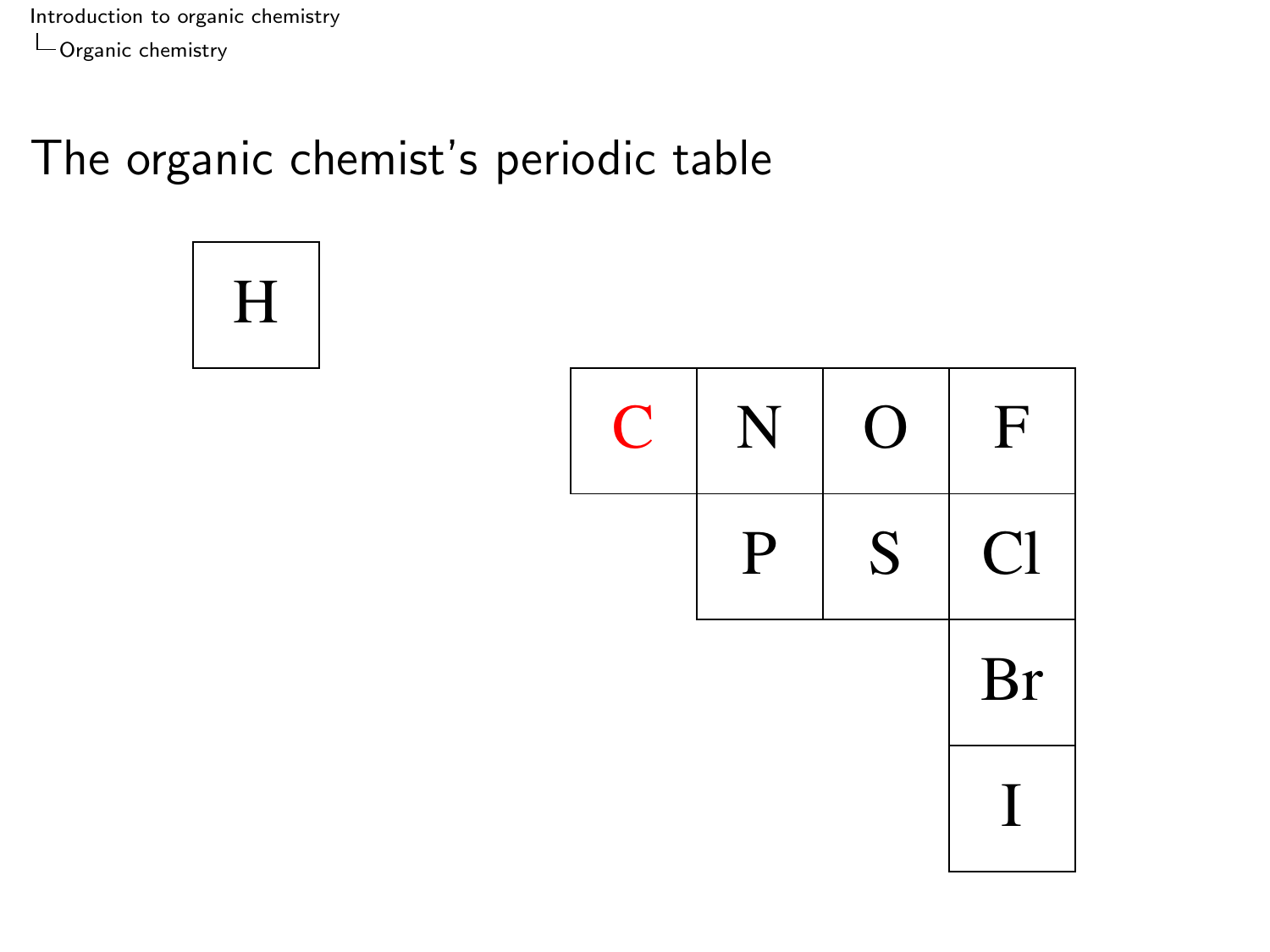# The organic chemist's periodic table

| H | | | | | | |
|---|---|---|---|---|---|---|
| | | | C | N | O | F |
| | | | | P | S | Cl |
| | | | | | | Br |
| | | | | | | I |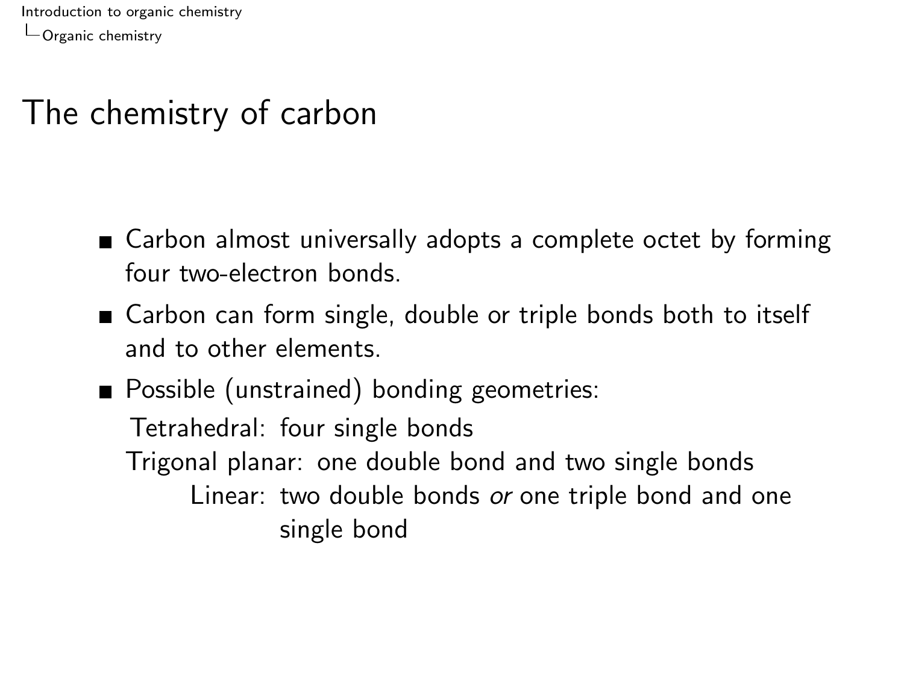# The chemistry of carbon

- Carbon almost universally adopts a complete octet by forming four two-electron bonds.
- Carbon can form single, double or triple bonds both to itself and to other elements.
- Possible (unstrained) bonding geometries:

  Tetrahedral: four single bonds

  Trigonal planar: one double bond and two single bonds

  Linear: two double bonds *or* one triple bond and one single bond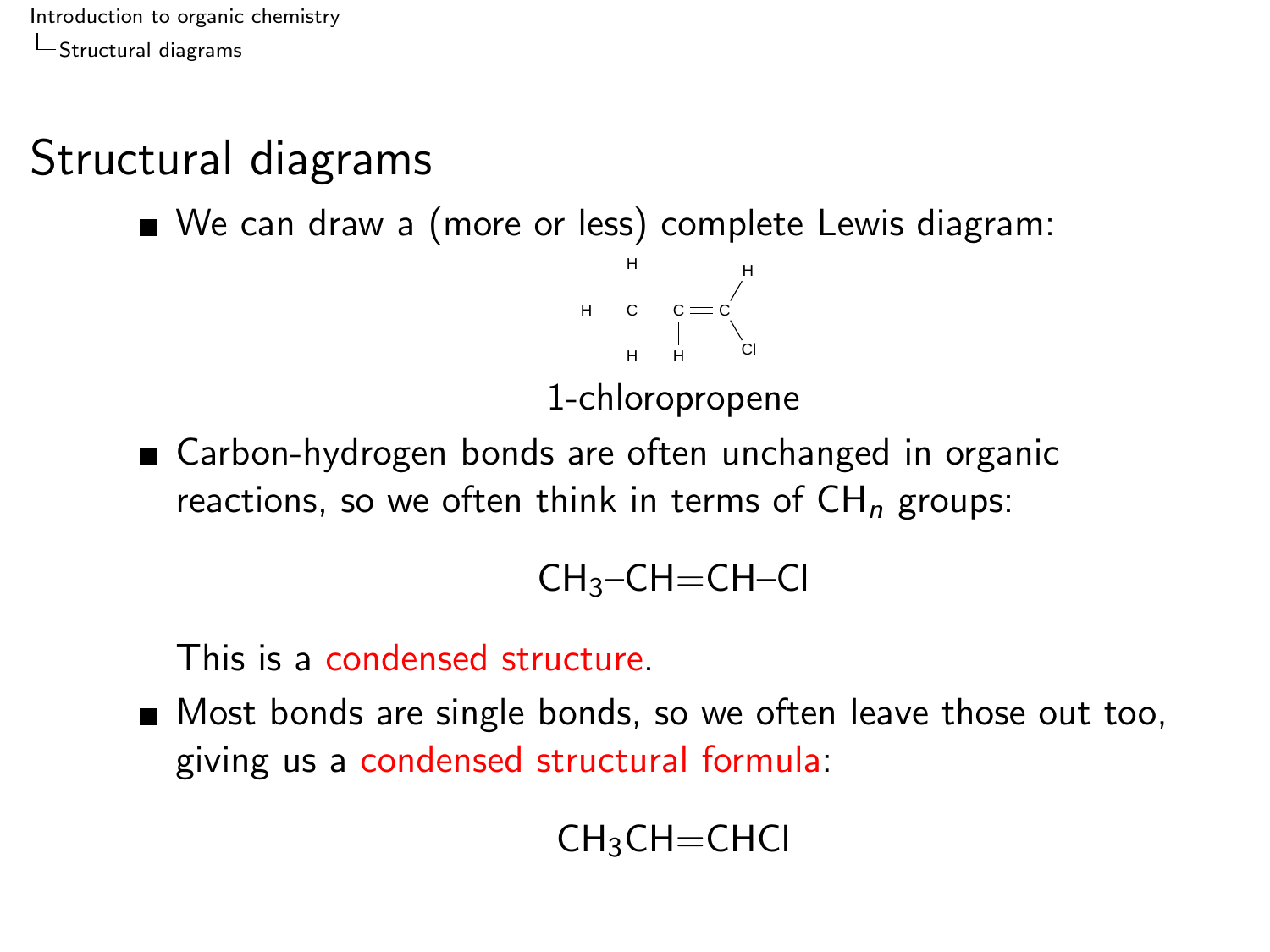# Structural diagrams

- We can draw a (more or less) complete Lewis diagram:

```
        H                 H
        |                /
  H  —  C  —  C  =  C
        |     |          \
        H     H           Cl
```

1-chloropropene

- Carbon-hydrogen bonds are often unchanged in organic reactions, so we often think in terms of $CH_n$ groups:

$$CH_3–CH{=}CH–Cl$$

  This is a condensed structure.

- Most bonds are single bonds, so we often leave those out too, giving us a condensed structural formula:

$$CH_3CH{=}CHCl$$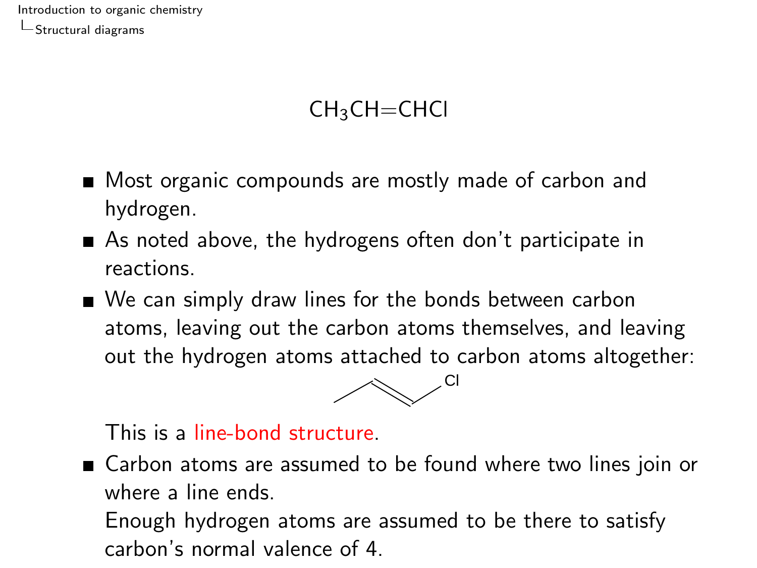$CH_3CH{=}CHCl$

- Most organic compounds are mostly made of carbon and hydrogen.
- As noted above, the hydrogens often don't participate in reactions.
- We can simply draw lines for the bonds between carbon atoms, leaving out the carbon atoms themselves, and leaving out the hydrogen atoms attached to carbon atoms altogether:

  Cl

  This is a line-bond structure.
- Carbon atoms are assumed to be found where two lines join or where a line ends.

  Enough hydrogen atoms are assumed to be there to satisfy carbon's normal valence of 4.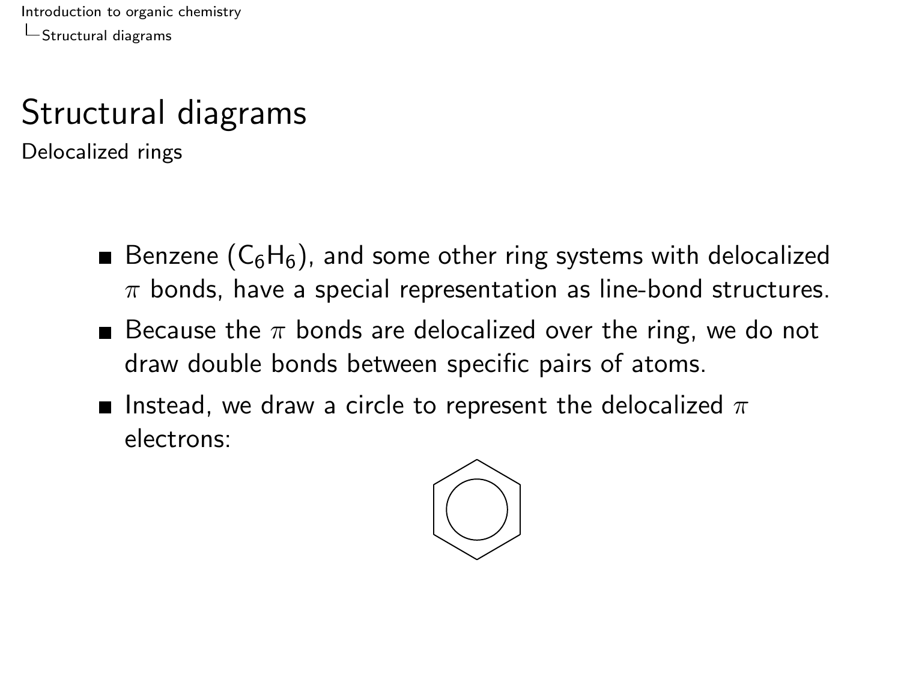# Structural diagrams

Delocalized rings

- Benzene ($C_6H_6$), and some other ring systems with delocalized $\pi$ bonds, have a special representation as line-bond structures.
- Because the $\pi$ bonds are delocalized over the ring, we do not draw double bonds between specific pairs of atoms.
- Instead, we draw a circle to represent the delocalized $\pi$ electrons: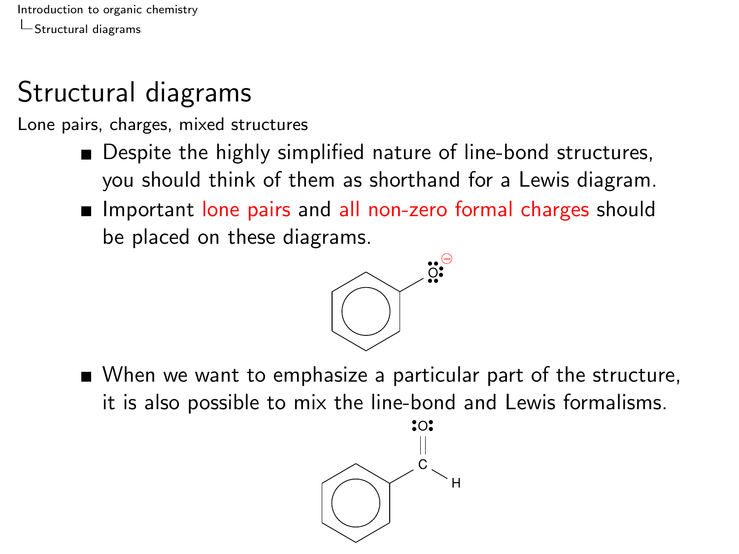# Structural diagrams

Lone pairs, charges, mixed structures

- Despite the highly simplified nature of line-bond structures, you should think of them as shorthand for a Lewis diagram.
- Important lone pairs and all non-zero formal charges should be placed on these diagrams.
- When we want to emphasize a particular part of the structure, it is also possible to mix the line-bond and Lewis formalisms.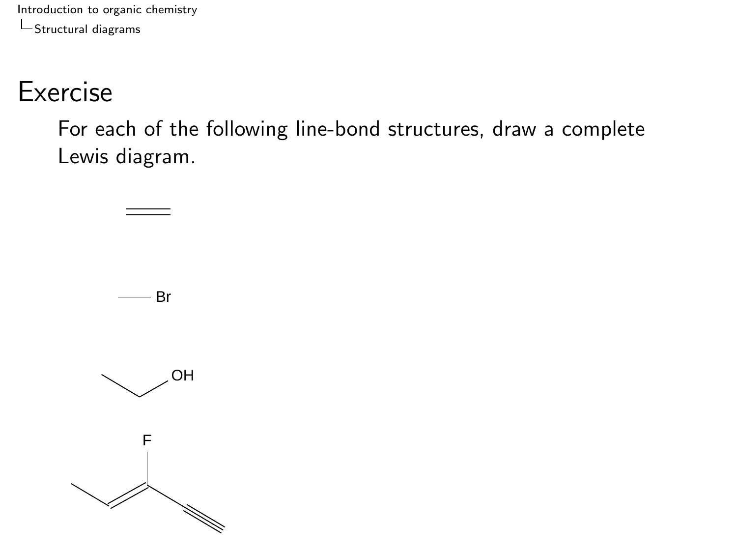# Exercise

For each of the following line-bond structures, draw a complete Lewis diagram.

Br

OH

F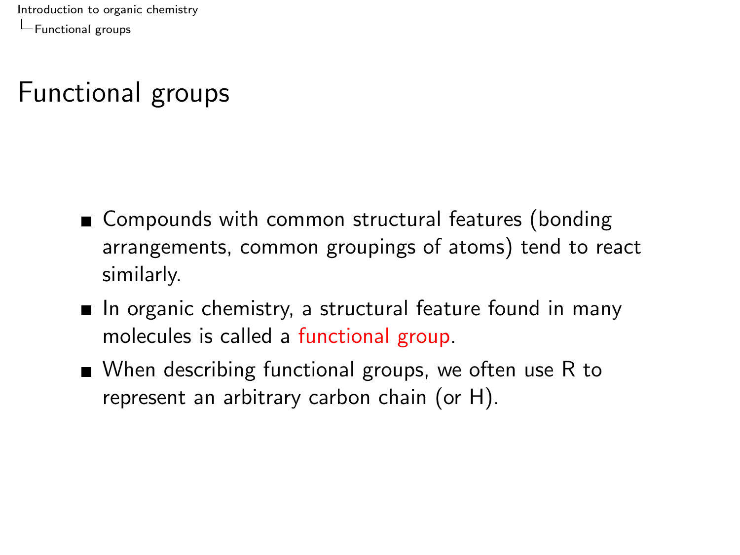# Functional groups

- Compounds with common structural features (bonding arrangements, common groupings of atoms) tend to react similarly.
- In organic chemistry, a structural feature found in many molecules is called a functional group.
- When describing functional groups, we often use R to represent an arbitrary carbon chain (or H).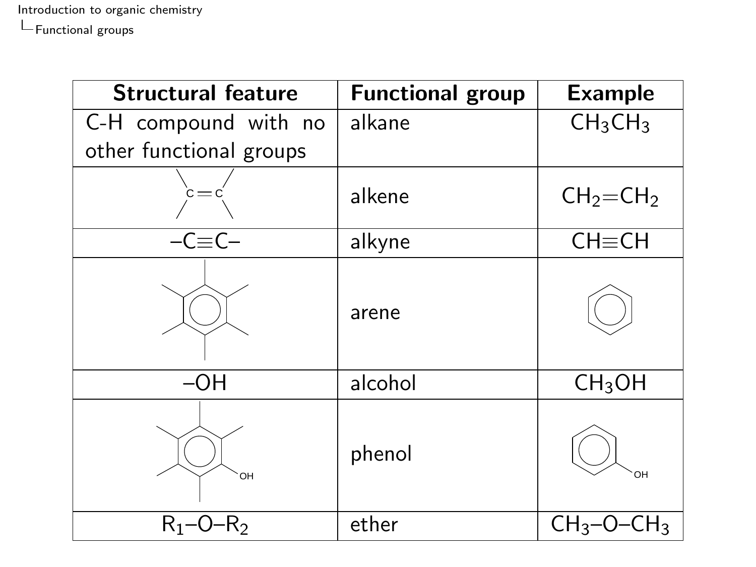| Structural feature | Functional group | Example |
| --- | --- | --- |
| C-H compound with no other functional groups | alkane | $CH_3CH_3$ |
| $>C=C<$ | alkene | $CH_2{=}CH_2$ |
| $-C\equiv C-$ | alkyne | $CH\equiv CH$ |
| (substituted benzene ring) | arene | (benzene) |
| –OH | alcohol | $CH_3OH$ |
| (substituted benzene ring with OH) | phenol | (phenol, benzene ring with OH) |
| $R_1$–O–$R_2$ | ether | $CH_3$–O–$CH_3$ |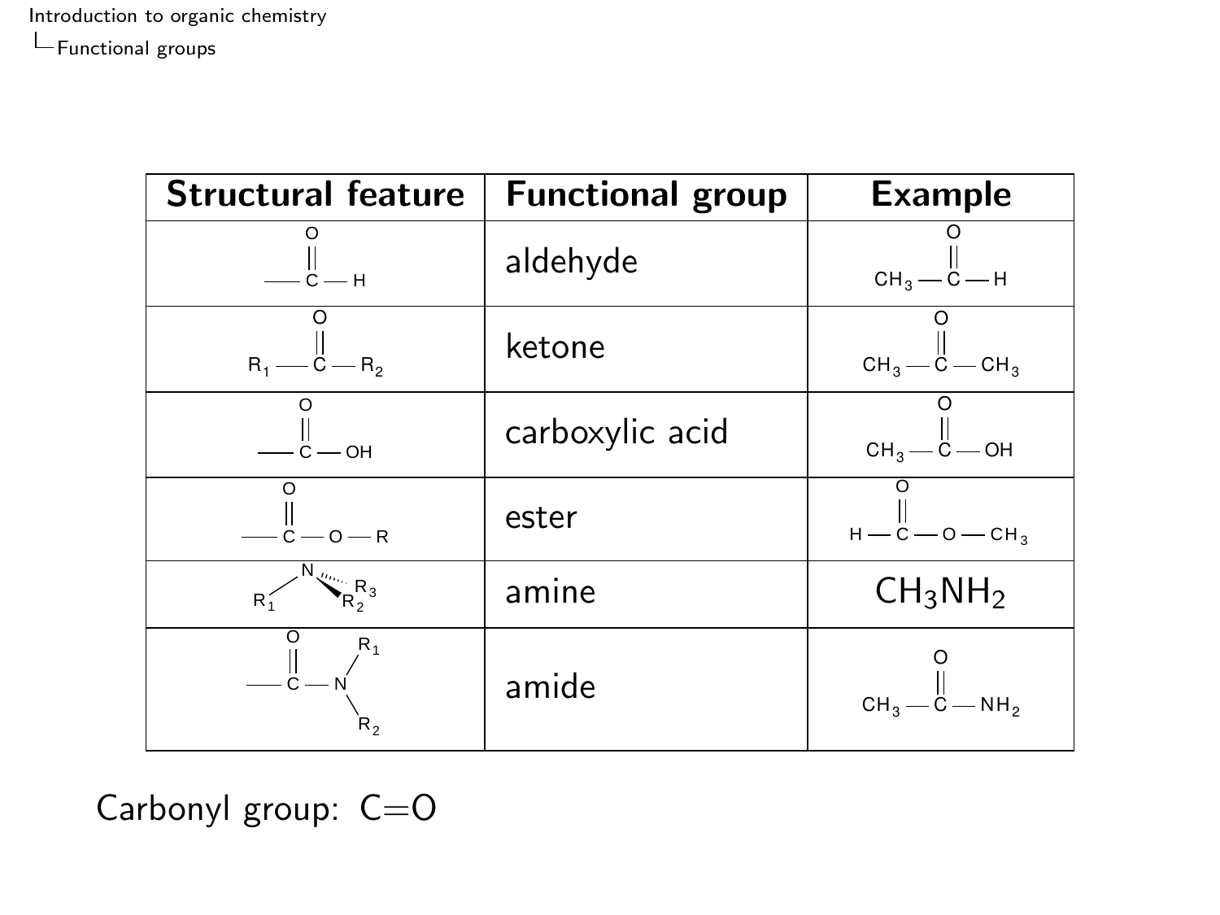| Structural feature | Functional group | Example |
|---|---|---|
| $-\overset{\displaystyle O}{\overset{\|\|}{C}}-H$ | aldehyde | $CH_3-\overset{\displaystyle O}{\overset{\|\|}{C}}-H$ |
| $R_1-\overset{\displaystyle O}{\overset{\|\|}{C}}-R_2$ | ketone | $CH_3-\overset{\displaystyle O}{\overset{\|\|}{C}}-CH_3$ |
| $-\overset{\displaystyle O}{\overset{\|\|}{C}}-OH$ | carboxylic acid | $CH_3-\overset{\displaystyle O}{\overset{\|\|}{C}}-OH$ |
| $-\overset{\displaystyle O}{\overset{\|\|}{C}}-O-R$ | ester | $H-\overset{\displaystyle O}{\overset{\|\|}{C}}-O-CH_3$ |
| $N(R_1)(R_2)(R_3)$ | amine | $CH_3NH_2$ |
| $-\overset{\displaystyle O}{\overset{\|\|}{C}}-N(R_1)(R_2)$ | amide | $CH_3-\overset{\displaystyle O}{\overset{\|\|}{C}}-NH_2$ |

Carbonyl group: C=O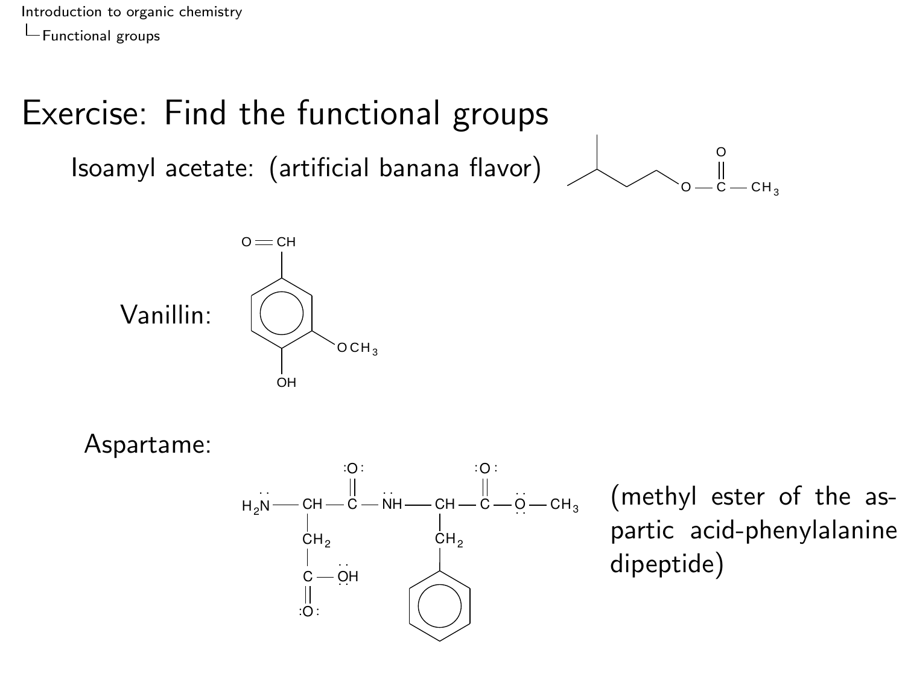# Exercise: Find the functional groups

Isoamyl acetate: (artificial banana flavor)

Vanillin:

Aspartame:

(methyl ester of the aspartic acid-phenylalanine dipeptide)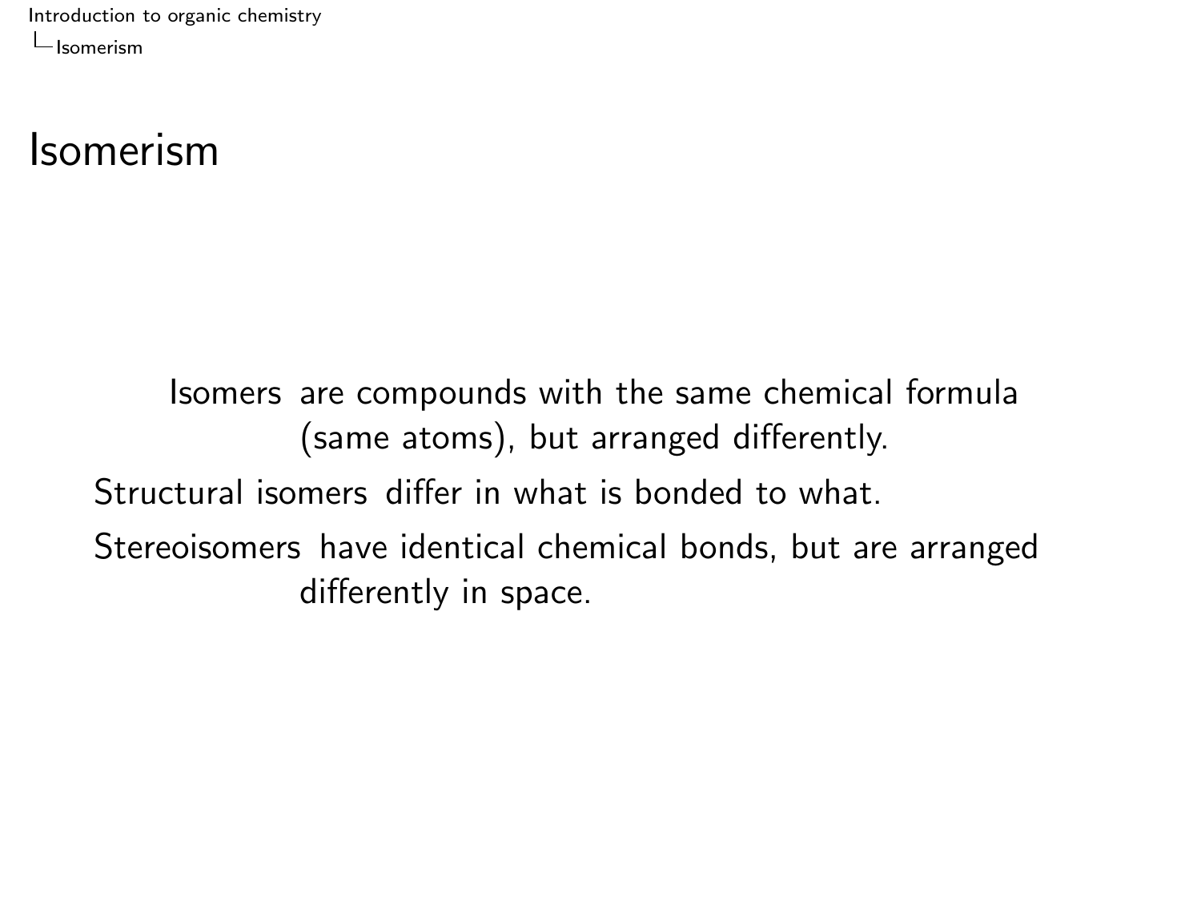# Isomerism

**Isomers** are compounds with the same chemical formula (same atoms), but arranged differently.

**Structural isomers** differ in what is bonded to what.

**Stereoisomers** have identical chemical bonds, but are arranged differently in space.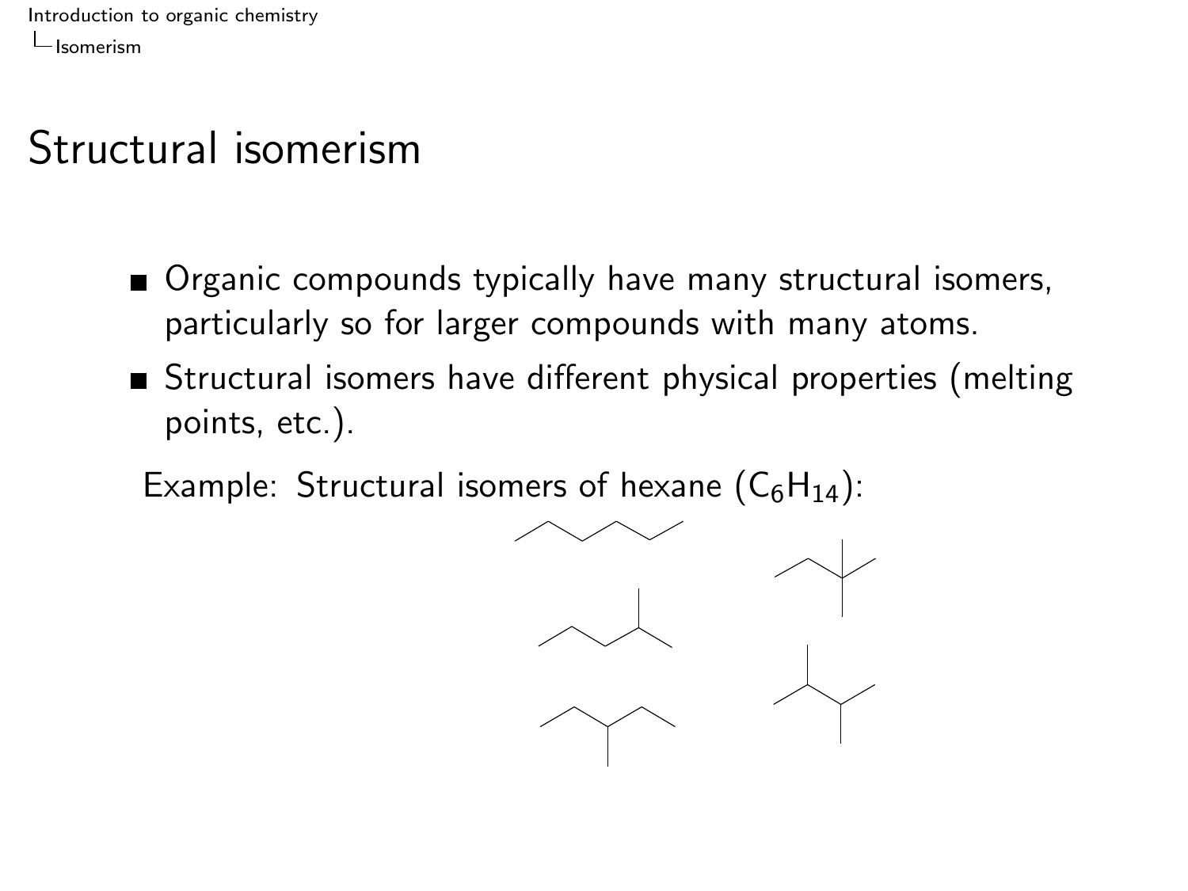# Structural isomerism

- Organic compounds typically have many structural isomers, particularly so for larger compounds with many atoms.
- Structural isomers have different physical properties (melting points, etc.).

Example: Structural isomers of hexane ($C_6H_{14}$):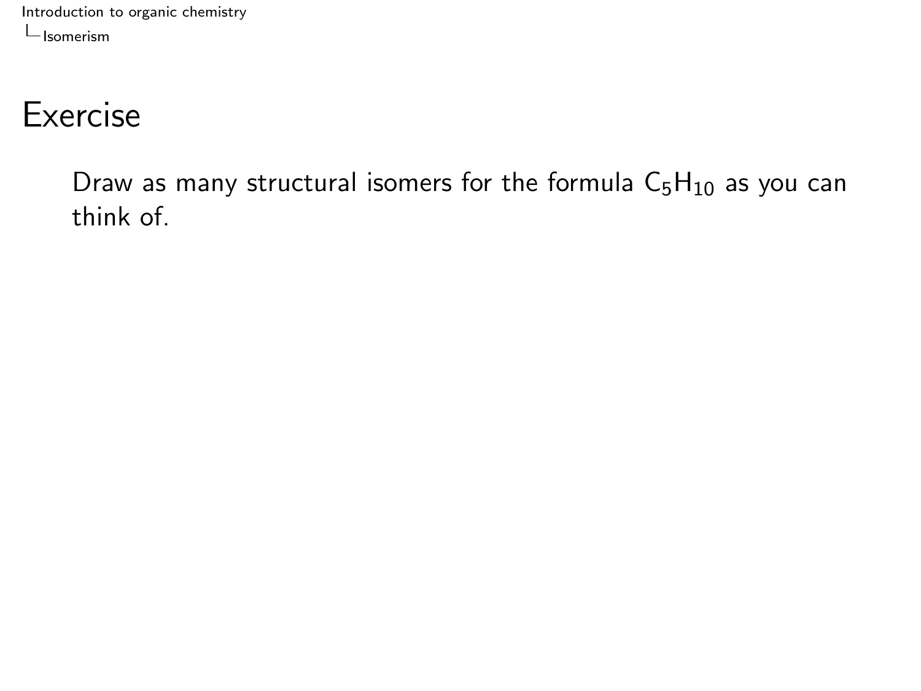# Exercise

Draw as many structural isomers for the formula $C_5H_{10}$ as you can think of.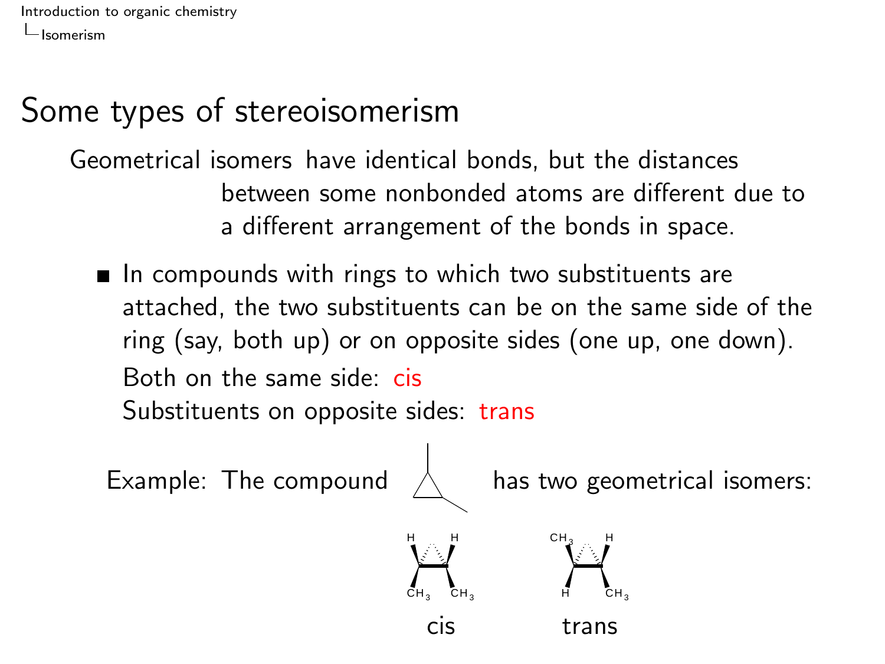# Some types of stereoisomerism

**Geometrical isomers** have identical bonds, but the distances between some nonbonded atoms are different due to a different arrangement of the bonds in space.

- In compounds with rings to which two substituents are attached, the two substituents can be on the same side of the ring (say, both up) or on opposite sides (one up, one down).

  Both on the same side: cis

  Substituents on opposite sides: trans

Example: The compound has two geometrical isomers:

cis trans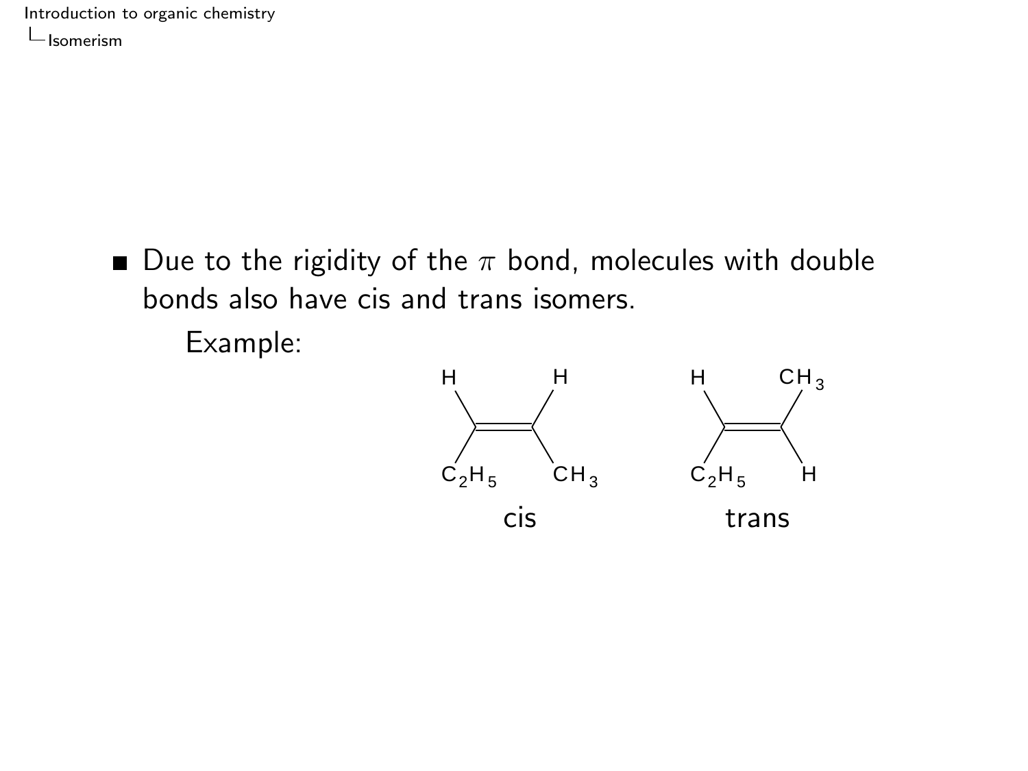- Due to the rigidity of the $\pi$ bond, molecules with double bonds also have cis and trans isomers.

  Example:

  H H / $C_2H_5$ $CH_3$ — cis

  H $CH_3$ / $C_2H_5$ H — trans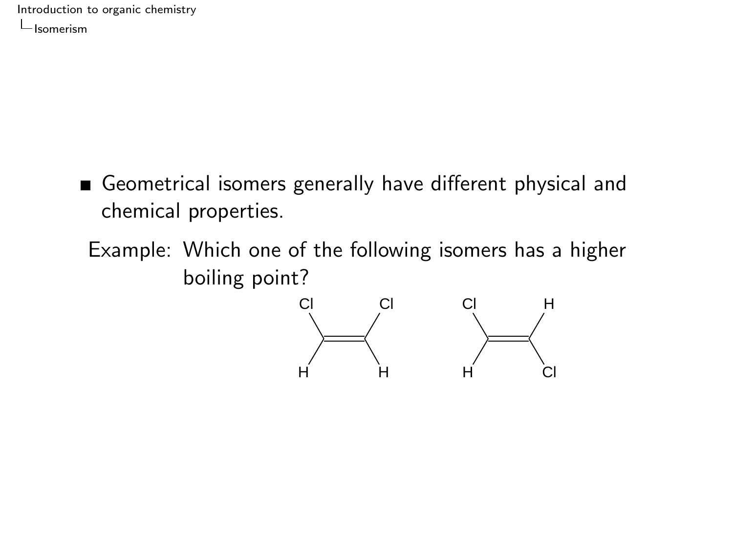- Geometrical isomers generally have different physical and chemical properties.

Example: Which one of the following isomers has a higher boiling point?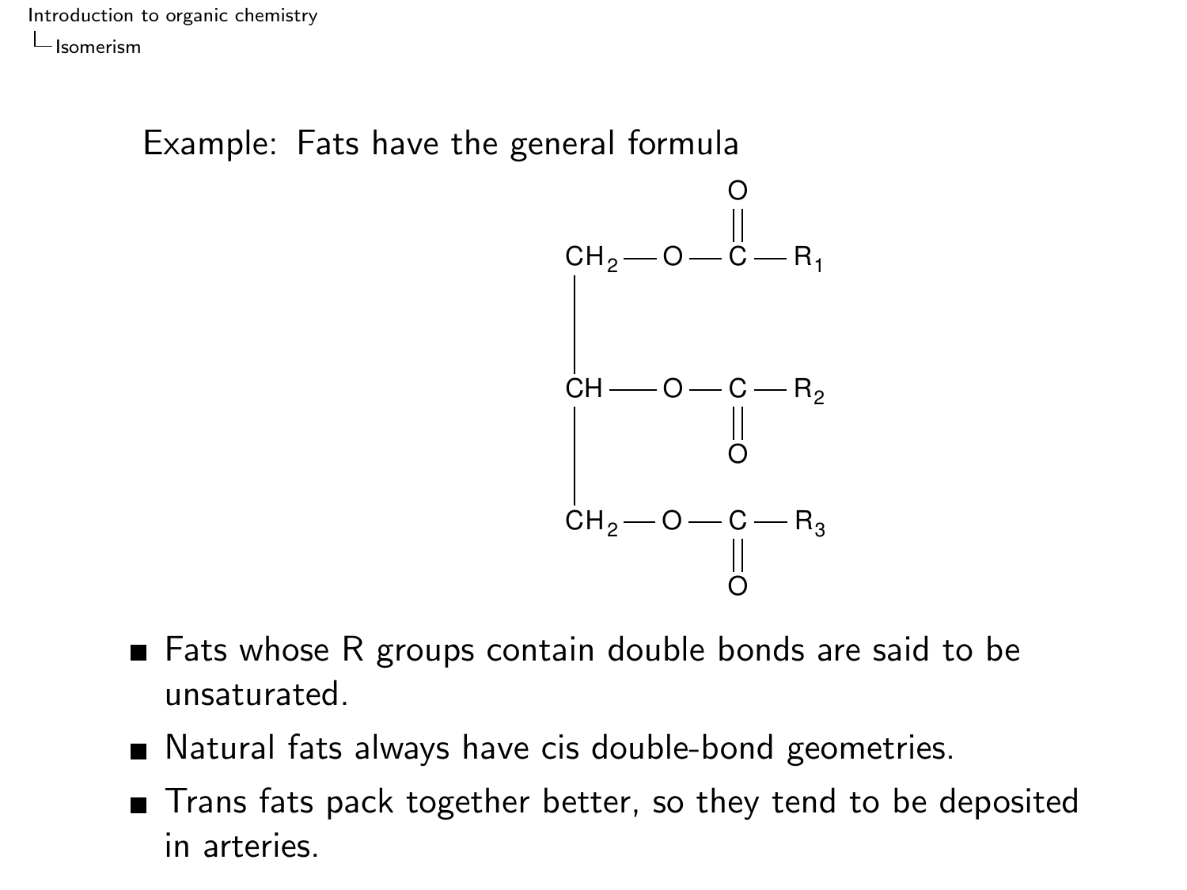Example: Fats have the general formula

```
                     O
                     ||
CH2 — O — C — R1
 |
 |
 |
CH  — O — C — R2
 |             ||
 |             O
 |
CH2 — O — C — R3
                     ||
                     O
```

- Fats whose R groups contain double bonds are said to be unsaturated.
- Natural fats always have cis double-bond geometries.
- Trans fats pack together better, so they tend to be deposited in arteries.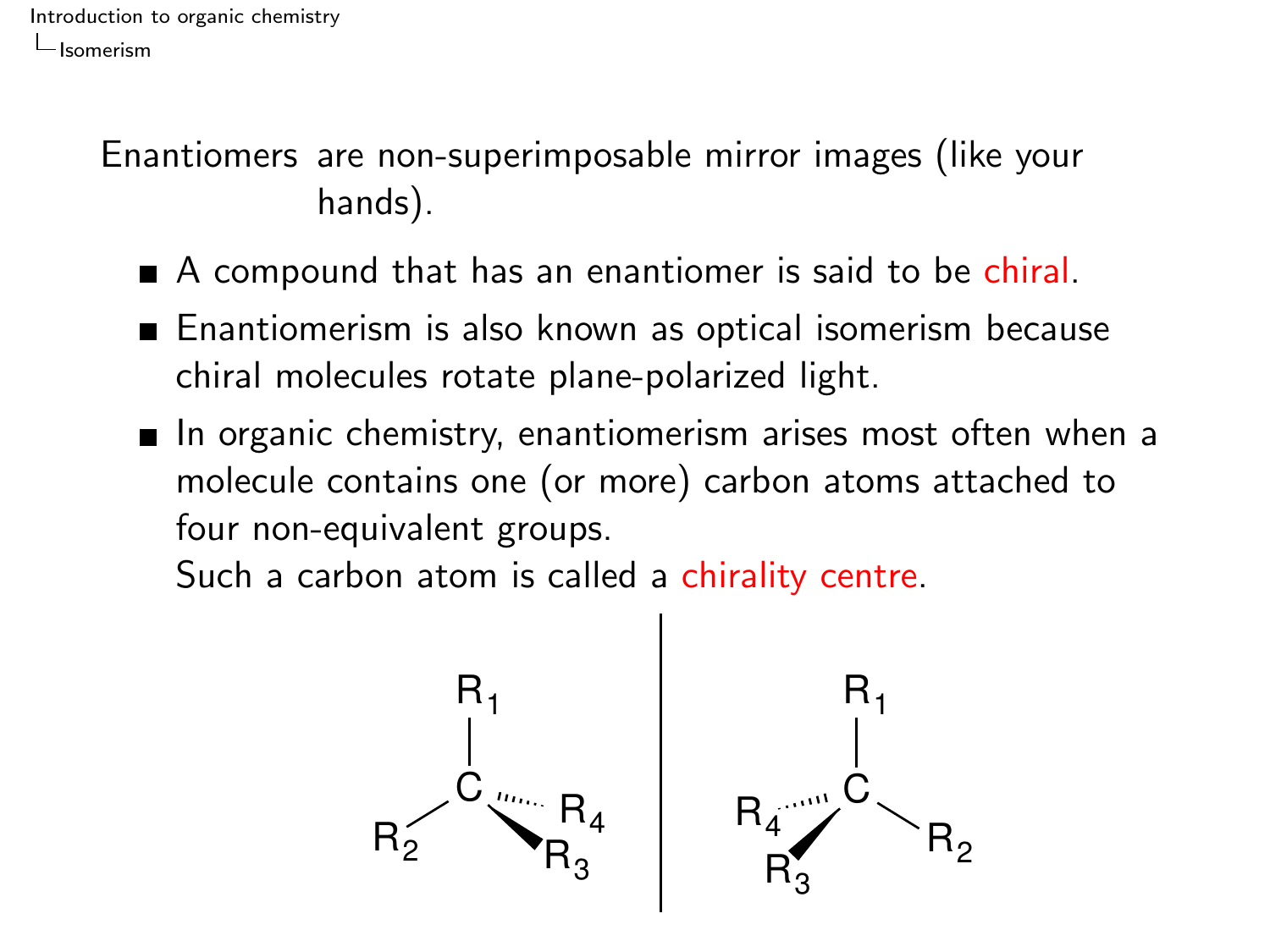**Enantiomers** are non-superimposable mirror images (like your hands).

- A compound that has an enantiomer is said to be chiral.
- Enantiomerism is also known as optical isomerism because chiral molecules rotate plane-polarized light.
- In organic chemistry, enantiomerism arises most often when a molecule contains one (or more) carbon atoms attached to four non-equivalent groups.

  Such a carbon atom is called a chirality centre.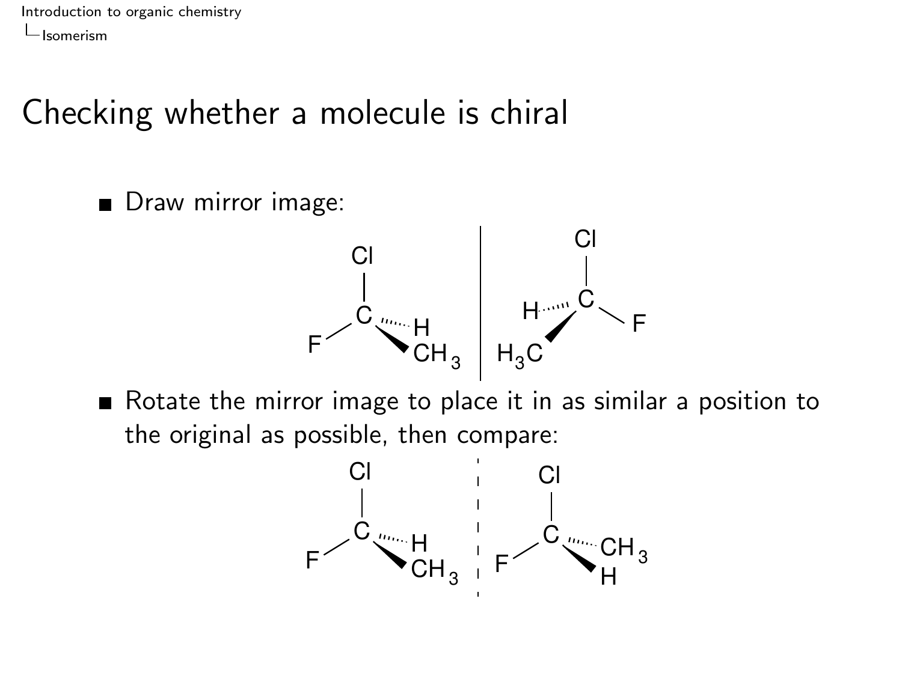# Checking whether a molecule is chiral

- Draw mirror image:

- Rotate the mirror image to place it in as similar a position to the original as possible, then compare: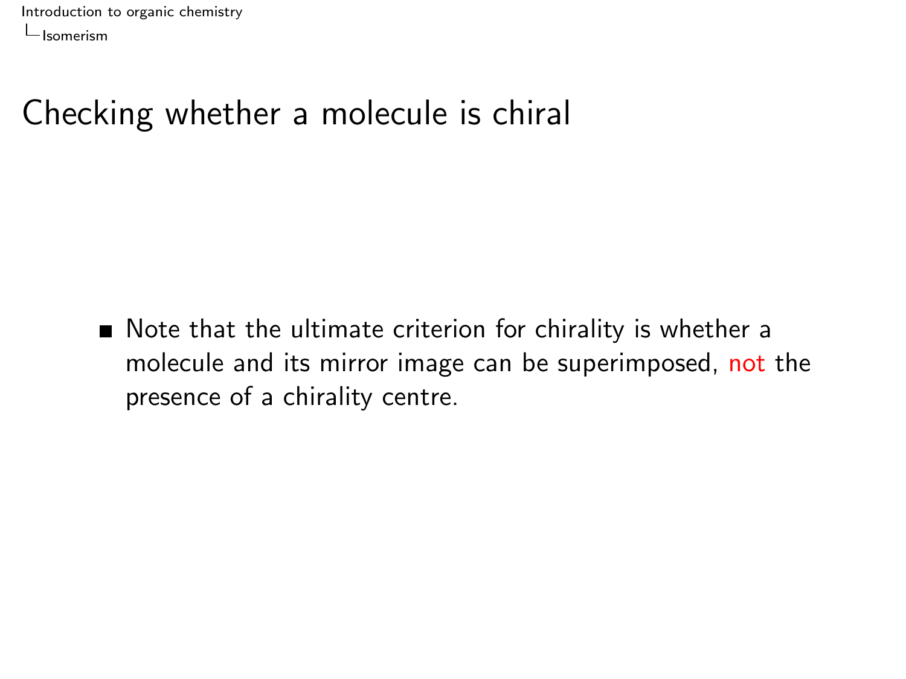# Checking whether a molecule is chiral

- Note that the ultimate criterion for chirality is whether a molecule and its mirror image can be superimposed, not the presence of a chirality centre.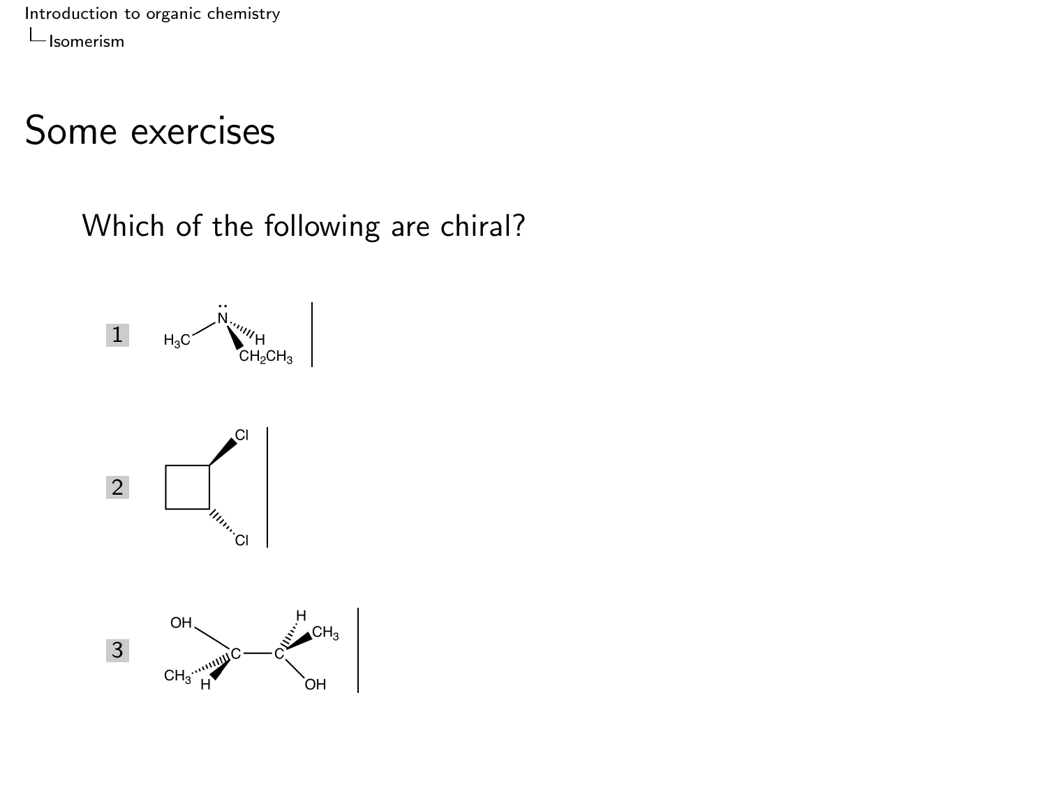# Some exercises

Which of the following are chiral?

1. 
2. 
3.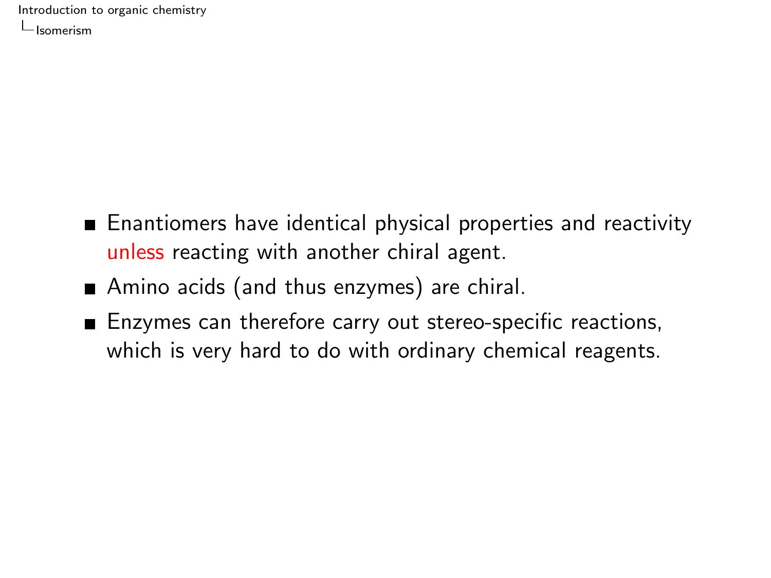- Enantiomers have identical physical properties and reactivity unless reacting with another chiral agent.
- Amino acids (and thus enzymes) are chiral.
- Enzymes can therefore carry out stereo-specific reactions, which is very hard to do with ordinary chemical reagents.